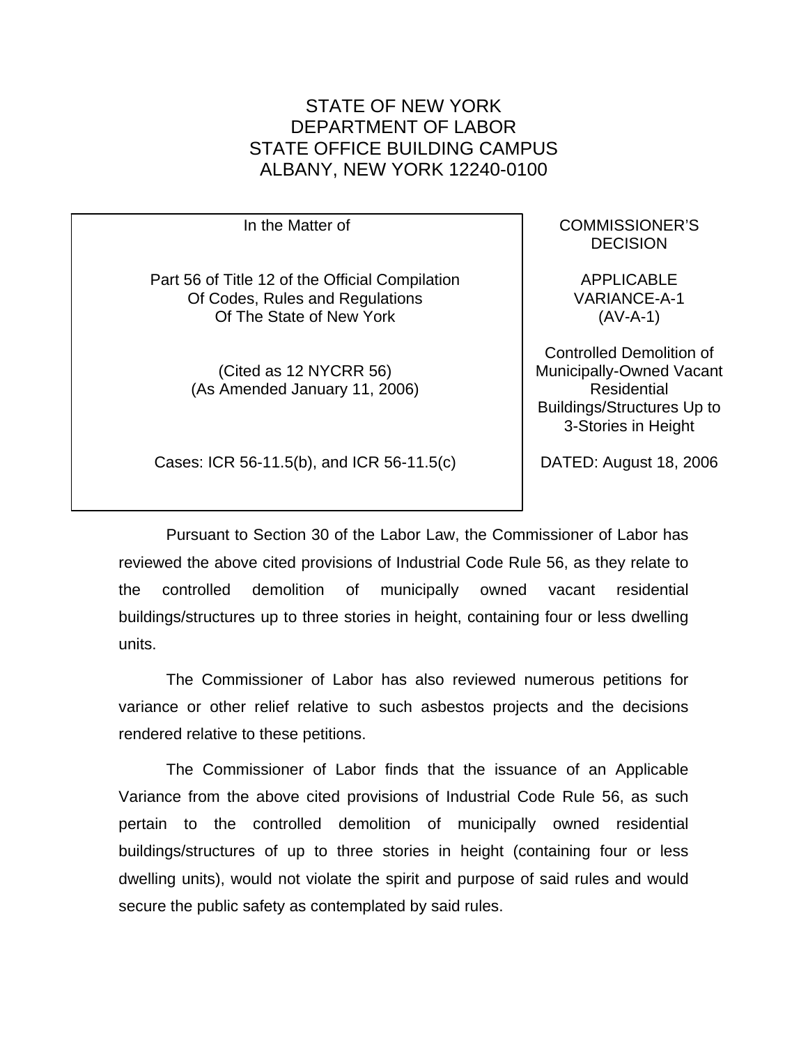STATE OF NEW YORK
DEPARTMENT OF LABOR
STATE OFFICE BUILDING CAMPUS
ALBANY, NEW YORK 12240-0100

| In the Matter of<br><br>Part 56 of Title 12 of the Official Compilation Of Codes, Rules and Regulations Of The State of New York<br><br>(Cited as 12 NYCRR 56)<br>(As Amended January 11, 2006)<br><br>Cases: ICR 56-11.5(b), and ICR 56-11.5(c) | COMMISSIONER'S DECISION<br><br>APPLICABLE VARIANCE-A-1 (AV-A-1)<br><br>Controlled Demolition of Municipally-Owned Vacant Residential Buildings/Structures Up to 3-Stories in Height<br><br>DATED: August 18, 2006 |
| --- | --- |

Pursuant to Section 30 of the Labor Law, the Commissioner of Labor has reviewed the above cited provisions of Industrial Code Rule 56, as they relate to the controlled demolition of municipally owned vacant residential buildings/structures up to three stories in height, containing four or less dwelling units.

The Commissioner of Labor has also reviewed numerous petitions for variance or other relief relative to such asbestos projects and the decisions rendered relative to these petitions.

The Commissioner of Labor finds that the issuance of an Applicable Variance from the above cited provisions of Industrial Code Rule 56, as such pertain to the controlled demolition of municipally owned residential buildings/structures of up to three stories in height (containing four or less dwelling units), would not violate the spirit and purpose of said rules and would secure the public safety as contemplated by said rules.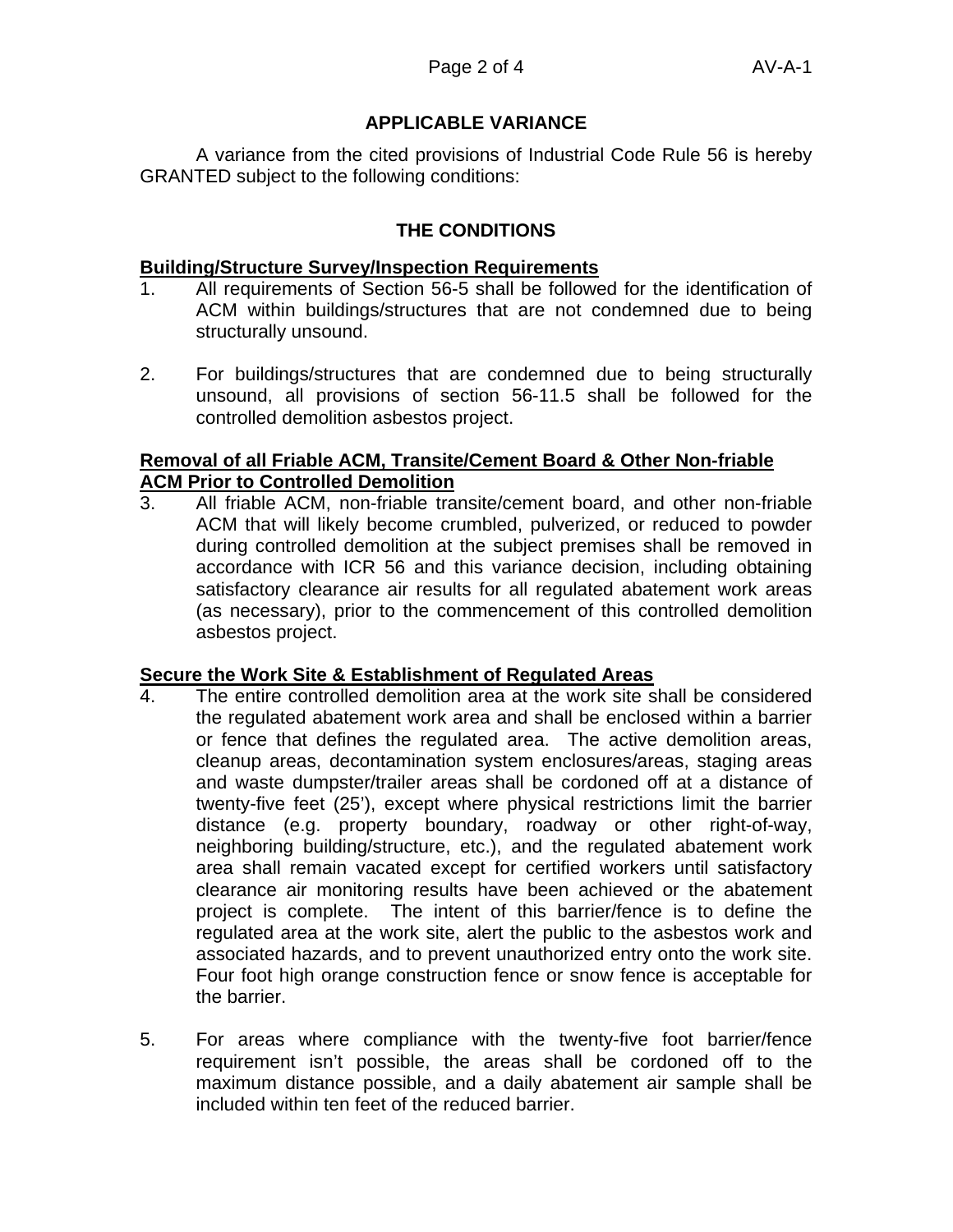## APPLICABLE VARIANCE

A variance from the cited provisions of Industrial Code Rule 56 is hereby GRANTED subject to the following conditions:

## THE CONDITIONS

**Building/Structure Survey/Inspection Requirements**

1. All requirements of Section 56-5 shall be followed for the identification of ACM within buildings/structures that are not condemned due to being structurally unsound.

2. For buildings/structures that are condemned due to being structurally unsound, all provisions of section 56-11.5 shall be followed for the controlled demolition asbestos project.

**Removal of all Friable ACM, Transite/Cement Board & Other Non-friable ACM Prior to Controlled Demolition**

3. All friable ACM, non-friable transite/cement board, and other non-friable ACM that will likely become crumbled, pulverized, or reduced to powder during controlled demolition at the subject premises shall be removed in accordance with ICR 56 and this variance decision, including obtaining satisfactory clearance air results for all regulated abatement work areas (as necessary), prior to the commencement of this controlled demolition asbestos project.

**Secure the Work Site & Establishment of Regulated Areas**

4. The entire controlled demolition area at the work site shall be considered the regulated abatement work area and shall be enclosed within a barrier or fence that defines the regulated area. The active demolition areas, cleanup areas, decontamination system enclosures/areas, staging areas and waste dumpster/trailer areas shall be cordoned off at a distance of twenty-five feet (25'), except where physical restrictions limit the barrier distance (e.g. property boundary, roadway or other right-of-way, neighboring building/structure, etc.), and the regulated abatement work area shall remain vacated except for certified workers until satisfactory clearance air monitoring results have been achieved or the abatement project is complete. The intent of this barrier/fence is to define the regulated area at the work site, alert the public to the asbestos work and associated hazards, and to prevent unauthorized entry onto the work site. Four foot high orange construction fence or snow fence is acceptable for the barrier.

5. For areas where compliance with the twenty-five foot barrier/fence requirement isn't possible, the areas shall be cordoned off to the maximum distance possible, and a daily abatement air sample shall be included within ten feet of the reduced barrier.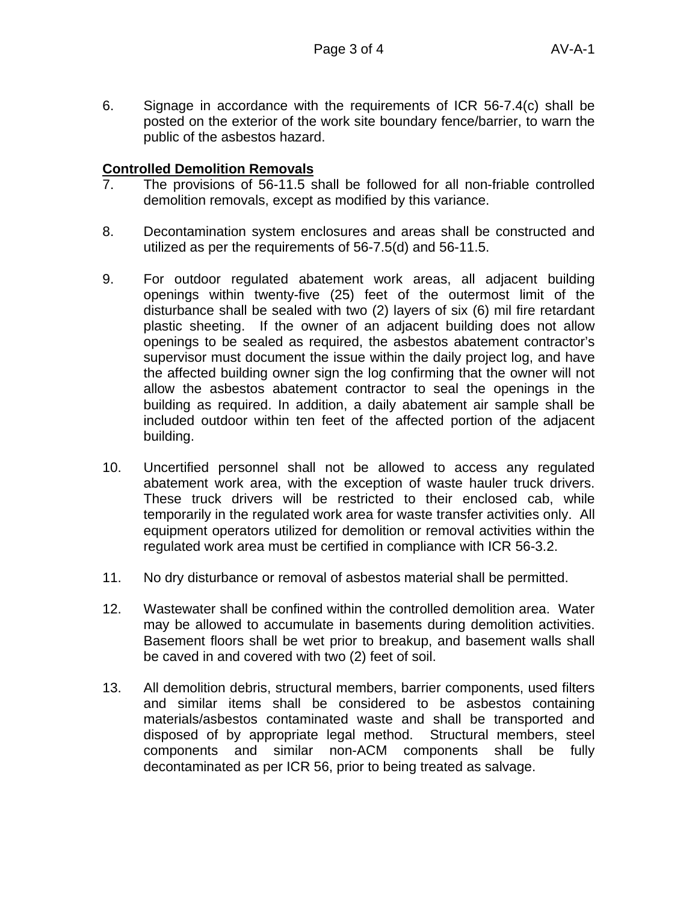6. Signage in accordance with the requirements of ICR 56-7.4(c) shall be posted on the exterior of the work site boundary fence/barrier, to warn the public of the asbestos hazard.

**Controlled Demolition Removals**

7. The provisions of 56-11.5 shall be followed for all non-friable controlled demolition removals, except as modified by this variance.

8. Decontamination system enclosures and areas shall be constructed and utilized as per the requirements of 56-7.5(d) and 56-11.5.

9. For outdoor regulated abatement work areas, all adjacent building openings within twenty-five (25) feet of the outermost limit of the disturbance shall be sealed with two (2) layers of six (6) mil fire retardant plastic sheeting. If the owner of an adjacent building does not allow openings to be sealed as required, the asbestos abatement contractor's supervisor must document the issue within the daily project log, and have the affected building owner sign the log confirming that the owner will not allow the asbestos abatement contractor to seal the openings in the building as required. In addition, a daily abatement air sample shall be included outdoor within ten feet of the affected portion of the adjacent building.

10. Uncertified personnel shall not be allowed to access any regulated abatement work area, with the exception of waste hauler truck drivers. These truck drivers will be restricted to their enclosed cab, while temporarily in the regulated work area for waste transfer activities only. All equipment operators utilized for demolition or removal activities within the regulated work area must be certified in compliance with ICR 56-3.2.

11. No dry disturbance or removal of asbestos material shall be permitted.

12. Wastewater shall be confined within the controlled demolition area. Water may be allowed to accumulate in basements during demolition activities. Basement floors shall be wet prior to breakup, and basement walls shall be caved in and covered with two (2) feet of soil.

13. All demolition debris, structural members, barrier components, used filters and similar items shall be considered to be asbestos containing materials/asbestos contaminated waste and shall be transported and disposed of by appropriate legal method. Structural members, steel components and similar non-ACM components shall be fully decontaminated as per ICR 56, prior to being treated as salvage.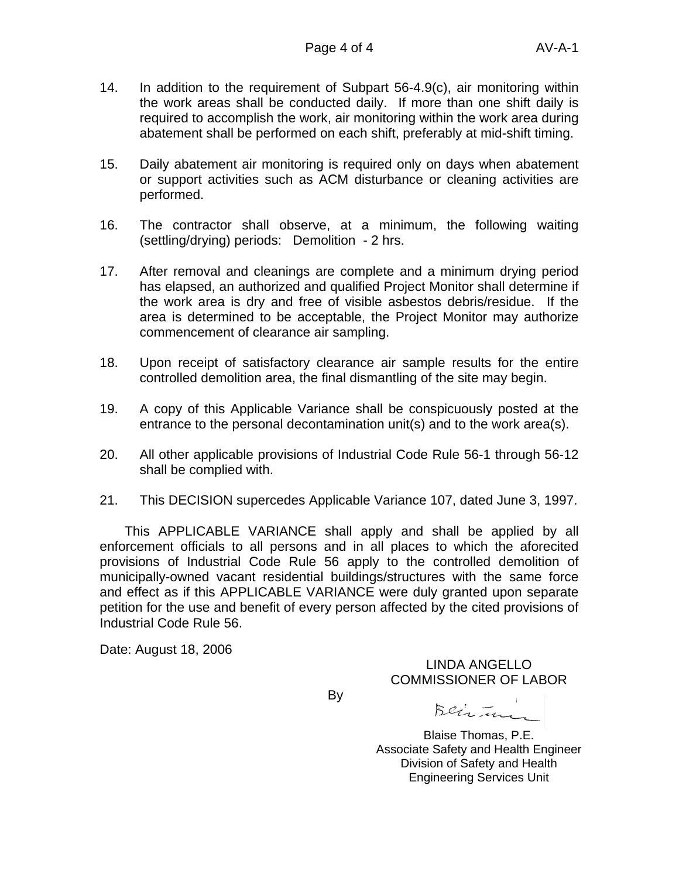14. In addition to the requirement of Subpart 56-4.9(c), air monitoring within the work areas shall be conducted daily. If more than one shift daily is required to accomplish the work, air monitoring within the work area during abatement shall be performed on each shift, preferably at mid-shift timing.

15. Daily abatement air monitoring is required only on days when abatement or support activities such as ACM disturbance or cleaning activities are performed.

16. The contractor shall observe, at a minimum, the following waiting (settling/drying) periods: Demolition - 2 hrs.

17. After removal and cleanings are complete and a minimum drying period has elapsed, an authorized and qualified Project Monitor shall determine if the work area is dry and free of visible asbestos debris/residue. If the area is determined to be acceptable, the Project Monitor may authorize commencement of clearance air sampling.

18. Upon receipt of satisfactory clearance air sample results for the entire controlled demolition area, the final dismantling of the site may begin.

19. A copy of this Applicable Variance shall be conspicuously posted at the entrance to the personal decontamination unit(s) and to the work area(s).

20. All other applicable provisions of Industrial Code Rule 56-1 through 56-12 shall be complied with.

21. This DECISION supercedes Applicable Variance 107, dated June 3, 1997.

This APPLICABLE VARIANCE shall apply and shall be applied by all enforcement officials to all persons and in all places to which the aforecited provisions of Industrial Code Rule 56 apply to the controlled demolition of municipally-owned vacant residential buildings/structures with the same force and effect as if this APPLICABLE VARIANCE were duly granted upon separate petition for the use and benefit of every person affected by the cited provisions of Industrial Code Rule 56.

Date: August 18, 2006

LINDA ANGELLO
COMMISSIONER OF LABOR

By

Blaise Thomas, P.E.
Associate Safety and Health Engineer
Division of Safety and Health
Engineering Services Unit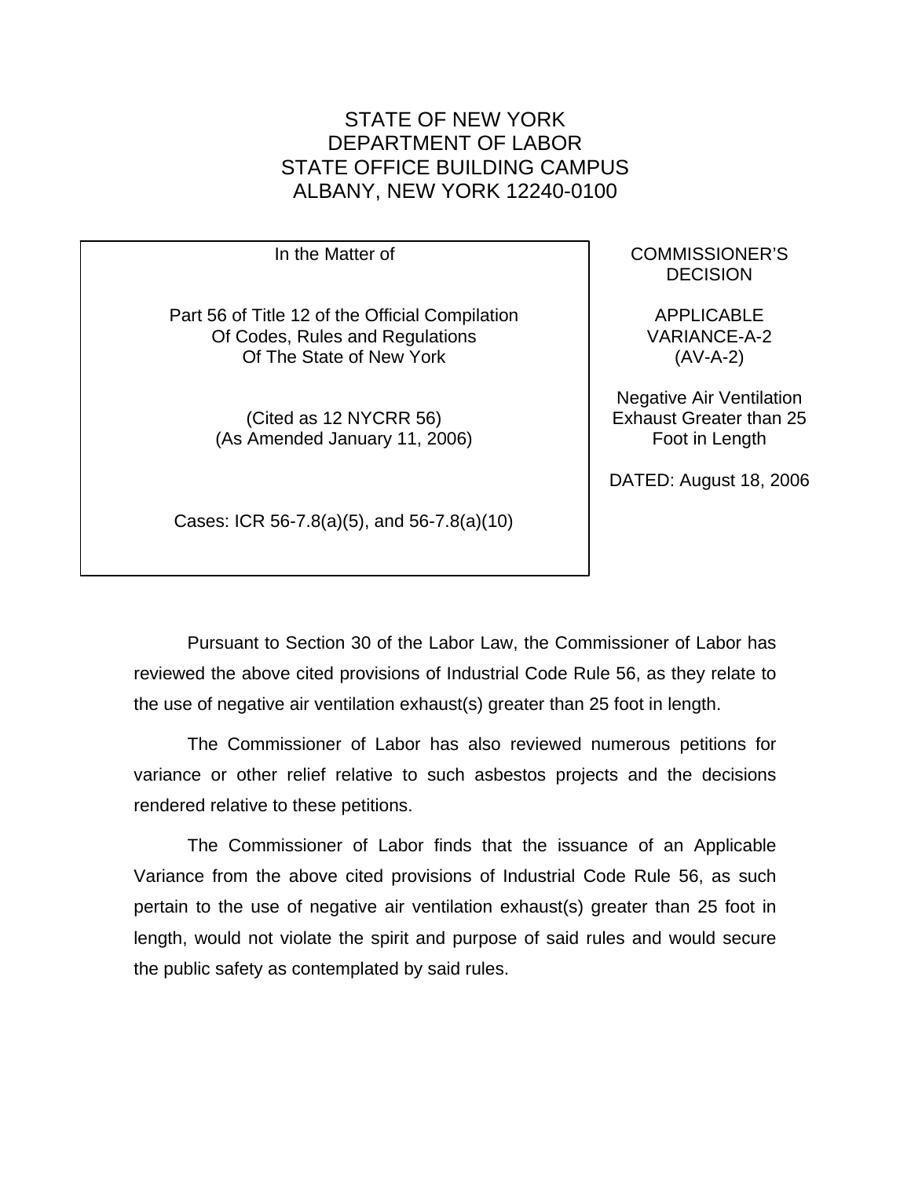STATE OF NEW YORK
DEPARTMENT OF LABOR
STATE OFFICE BUILDING CAMPUS
ALBANY, NEW YORK 12240-0100

| In the Matter of<br><br>Part 56 of Title 12 of the Official Compilation Of Codes, Rules and Regulations Of The State of New York<br><br>(Cited as 12 NYCRR 56)<br>(As Amended January 11, 2006)<br><br>Cases: ICR 56-7.8(a)(5), and 56-7.8(a)(10) | COMMISSIONER'S DECISION<br><br>APPLICABLE VARIANCE-A-2 (AV-A-2)<br><br>Negative Air Ventilation Exhaust Greater than 25 Foot in Length<br><br>DATED: August 18, 2006 |
|---|---|

Pursuant to Section 30 of the Labor Law, the Commissioner of Labor has reviewed the above cited provisions of Industrial Code Rule 56, as they relate to the use of negative air ventilation exhaust(s) greater than 25 foot in length.

The Commissioner of Labor has also reviewed numerous petitions for variance or other relief relative to such asbestos projects and the decisions rendered relative to these petitions.

The Commissioner of Labor finds that the issuance of an Applicable Variance from the above cited provisions of Industrial Code Rule 56, as such pertain to the use of negative air ventilation exhaust(s) greater than 25 foot in length, would not violate the spirit and purpose of said rules and would secure the public safety as contemplated by said rules.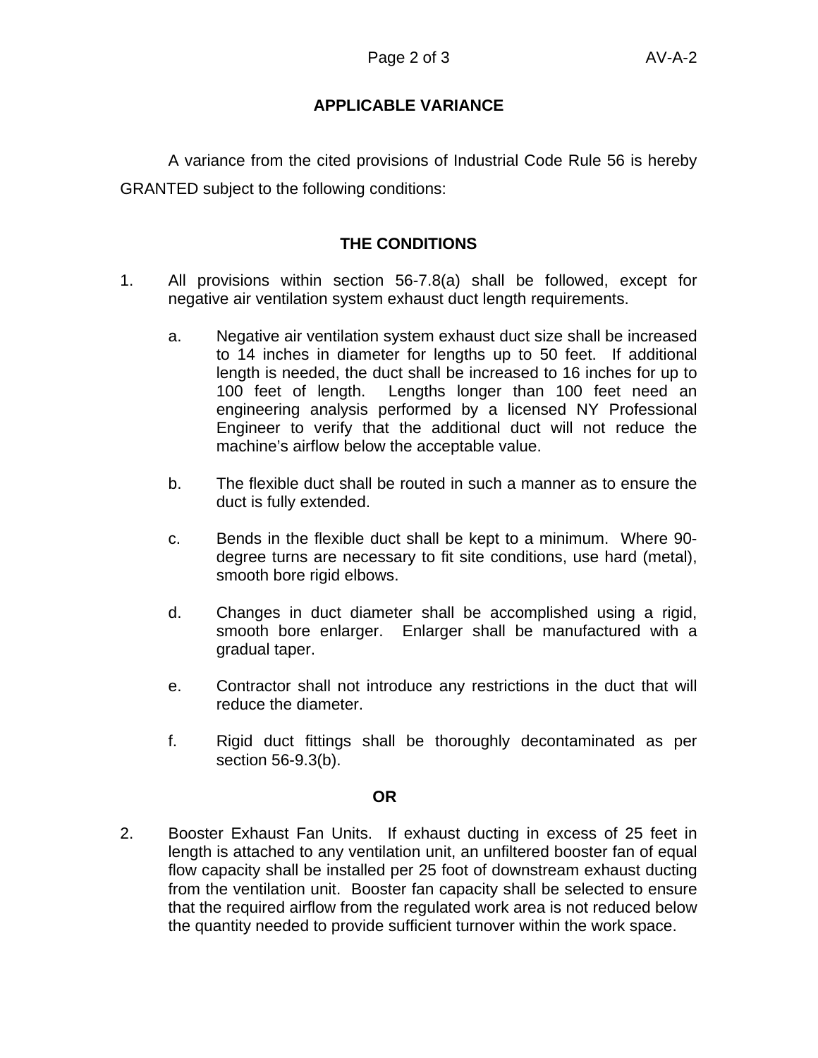## APPLICABLE VARIANCE

A variance from the cited provisions of Industrial Code Rule 56 is hereby GRANTED subject to the following conditions:

## THE CONDITIONS

1. All provisions within section 56-7.8(a) shall be followed, except for negative air ventilation system exhaust duct length requirements.

   a. Negative air ventilation system exhaust duct size shall be increased to 14 inches in diameter for lengths up to 50 feet. If additional length is needed, the duct shall be increased to 16 inches for up to 100 feet of length. Lengths longer than 100 feet need an engineering analysis performed by a licensed NY Professional Engineer to verify that the additional duct will not reduce the machine's airflow below the acceptable value.

   b. The flexible duct shall be routed in such a manner as to ensure the duct is fully extended.

   c. Bends in the flexible duct shall be kept to a minimum. Where 90-degree turns are necessary to fit site conditions, use hard (metal), smooth bore rigid elbows.

   d. Changes in duct diameter shall be accomplished using a rigid, smooth bore enlarger. Enlarger shall be manufactured with a gradual taper.

   e. Contractor shall not introduce any restrictions in the duct that will reduce the diameter.

   f. Rigid duct fittings shall be thoroughly decontaminated as per section 56-9.3(b).

**OR**

2. Booster Exhaust Fan Units. If exhaust ducting in excess of 25 feet in length is attached to any ventilation unit, an unfiltered booster fan of equal flow capacity shall be installed per 25 foot of downstream exhaust ducting from the ventilation unit. Booster fan capacity shall be selected to ensure that the required airflow from the regulated work area is not reduced below the quantity needed to provide sufficient turnover within the work space.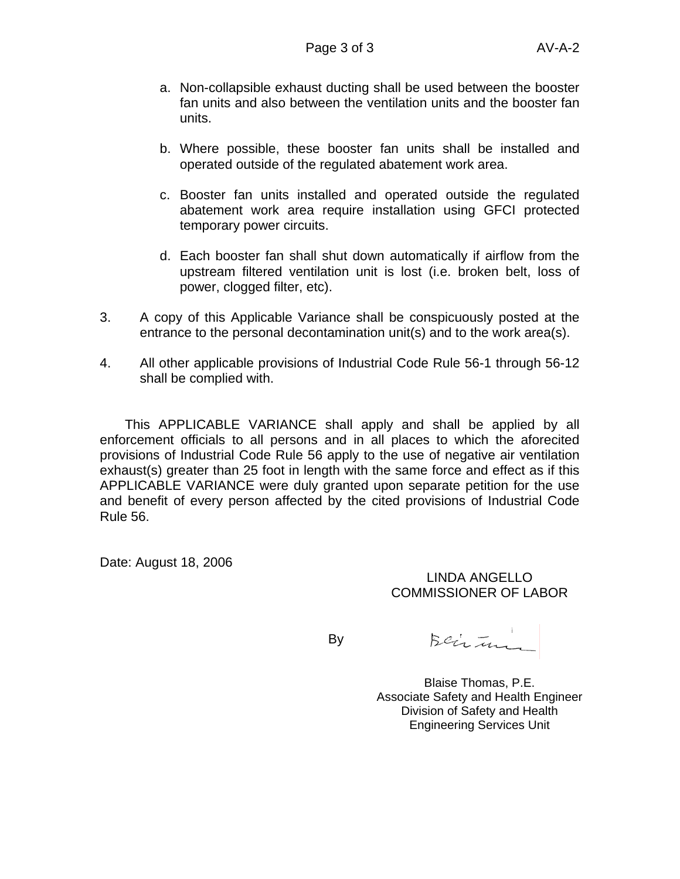a. Non-collapsible exhaust ducting shall be used between the booster fan units and also between the ventilation units and the booster fan units.

b. Where possible, these booster fan units shall be installed and operated outside of the regulated abatement work area.

c. Booster fan units installed and operated outside the regulated abatement work area require installation using GFCI protected temporary power circuits.

d. Each booster fan shall shut down automatically if airflow from the upstream filtered ventilation unit is lost (i.e. broken belt, loss of power, clogged filter, etc).

3. A copy of this Applicable Variance shall be conspicuously posted at the entrance to the personal decontamination unit(s) and to the work area(s).

4. All other applicable provisions of Industrial Code Rule 56-1 through 56-12 shall be complied with.

This APPLICABLE VARIANCE shall apply and shall be applied by all enforcement officials to all persons and in all places to which the aforecited provisions of Industrial Code Rule 56 apply to the use of negative air ventilation exhaust(s) greater than 25 foot in length with the same force and effect as if this APPLICABLE VARIANCE were duly granted upon separate petition for the use and benefit of every person affected by the cited provisions of Industrial Code Rule 56.

Date: August 18, 2006

LINDA ANGELLO
COMMISSIONER OF LABOR

By

Blaise Thomas, P.E.
Associate Safety and Health Engineer
Division of Safety and Health
Engineering Services Unit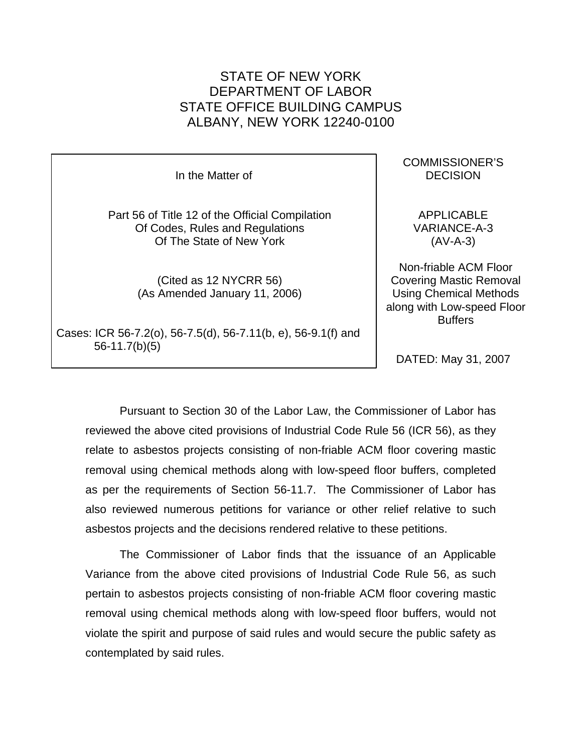# STATE OF NEW YORK
# DEPARTMENT OF LABOR
# STATE OFFICE BUILDING CAMPUS
# ALBANY, NEW YORK 12240-0100

| In the Matter of<br><br>Part 56 of Title 12 of the Official Compilation Of Codes, Rules and Regulations Of The State of New York<br><br>(Cited as 12 NYCRR 56)<br>(As Amended January 11, 2006)<br><br>Cases: ICR 56-7.2(o), 56-7.5(d), 56-7.11(b, e), 56-9.1(f) and 56-11.7(b)(5) | COMMISSIONER'S DECISION<br><br>APPLICABLE VARIANCE-A-3<br>(AV-A-3)<br><br>Non-friable ACM Floor Covering Mastic Removal Using Chemical Methods along with Low-speed Floor Buffers<br><br>DATED: May 31, 2007 |
|---|---|

Pursuant to Section 30 of the Labor Law, the Commissioner of Labor has reviewed the above cited provisions of Industrial Code Rule 56 (ICR 56), as they relate to asbestos projects consisting of non-friable ACM floor covering mastic removal using chemical methods along with low-speed floor buffers, completed as per the requirements of Section 56-11.7. The Commissioner of Labor has also reviewed numerous petitions for variance or other relief relative to such asbestos projects and the decisions rendered relative to these petitions.

The Commissioner of Labor finds that the issuance of an Applicable Variance from the above cited provisions of Industrial Code Rule 56, as such pertain to asbestos projects consisting of non-friable ACM floor covering mastic removal using chemical methods along with low-speed floor buffers, would not violate the spirit and purpose of said rules and would secure the public safety as contemplated by said rules.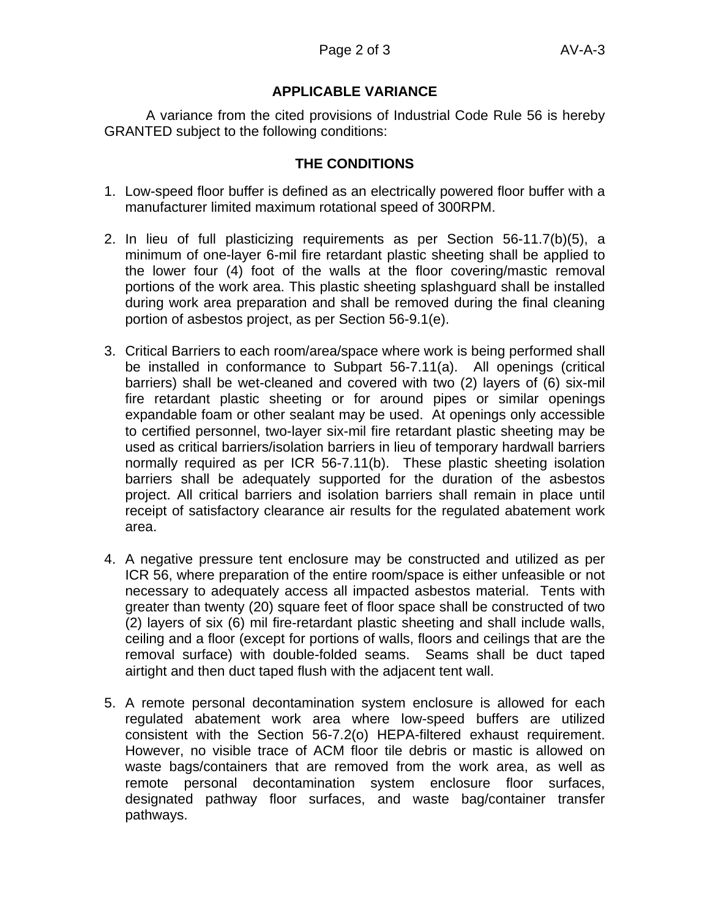## APPLICABLE VARIANCE

A variance from the cited provisions of Industrial Code Rule 56 is hereby GRANTED subject to the following conditions:

## THE CONDITIONS

1. Low-speed floor buffer is defined as an electrically powered floor buffer with a manufacturer limited maximum rotational speed of 300RPM.

2. In lieu of full plasticizing requirements as per Section 56-11.7(b)(5), a minimum of one-layer 6-mil fire retardant plastic sheeting shall be applied to the lower four (4) foot of the walls at the floor covering/mastic removal portions of the work area. This plastic sheeting splashguard shall be installed during work area preparation and shall be removed during the final cleaning portion of asbestos project, as per Section 56-9.1(e).

3. Critical Barriers to each room/area/space where work is being performed shall be installed in conformance to Subpart 56-7.11(a). All openings (critical barriers) shall be wet-cleaned and covered with two (2) layers of (6) six-mil fire retardant plastic sheeting or for around pipes or similar openings expandable foam or other sealant may be used. At openings only accessible to certified personnel, two-layer six-mil fire retardant plastic sheeting may be used as critical barriers/isolation barriers in lieu of temporary hardwall barriers normally required as per ICR 56-7.11(b). These plastic sheeting isolation barriers shall be adequately supported for the duration of the asbestos project. All critical barriers and isolation barriers shall remain in place until receipt of satisfactory clearance air results for the regulated abatement work area.

4. A negative pressure tent enclosure may be constructed and utilized as per ICR 56, where preparation of the entire room/space is either unfeasible or not necessary to adequately access all impacted asbestos material. Tents with greater than twenty (20) square feet of floor space shall be constructed of two (2) layers of six (6) mil fire-retardant plastic sheeting and shall include walls, ceiling and a floor (except for portions of walls, floors and ceilings that are the removal surface) with double-folded seams. Seams shall be duct taped airtight and then duct taped flush with the adjacent tent wall.

5. A remote personal decontamination system enclosure is allowed for each regulated abatement work area where low-speed buffers are utilized consistent with the Section 56-7.2(o) HEPA-filtered exhaust requirement. However, no visible trace of ACM floor tile debris or mastic is allowed on waste bags/containers that are removed from the work area, as well as remote personal decontamination system enclosure floor surfaces, designated pathway floor surfaces, and waste bag/container transfer pathways.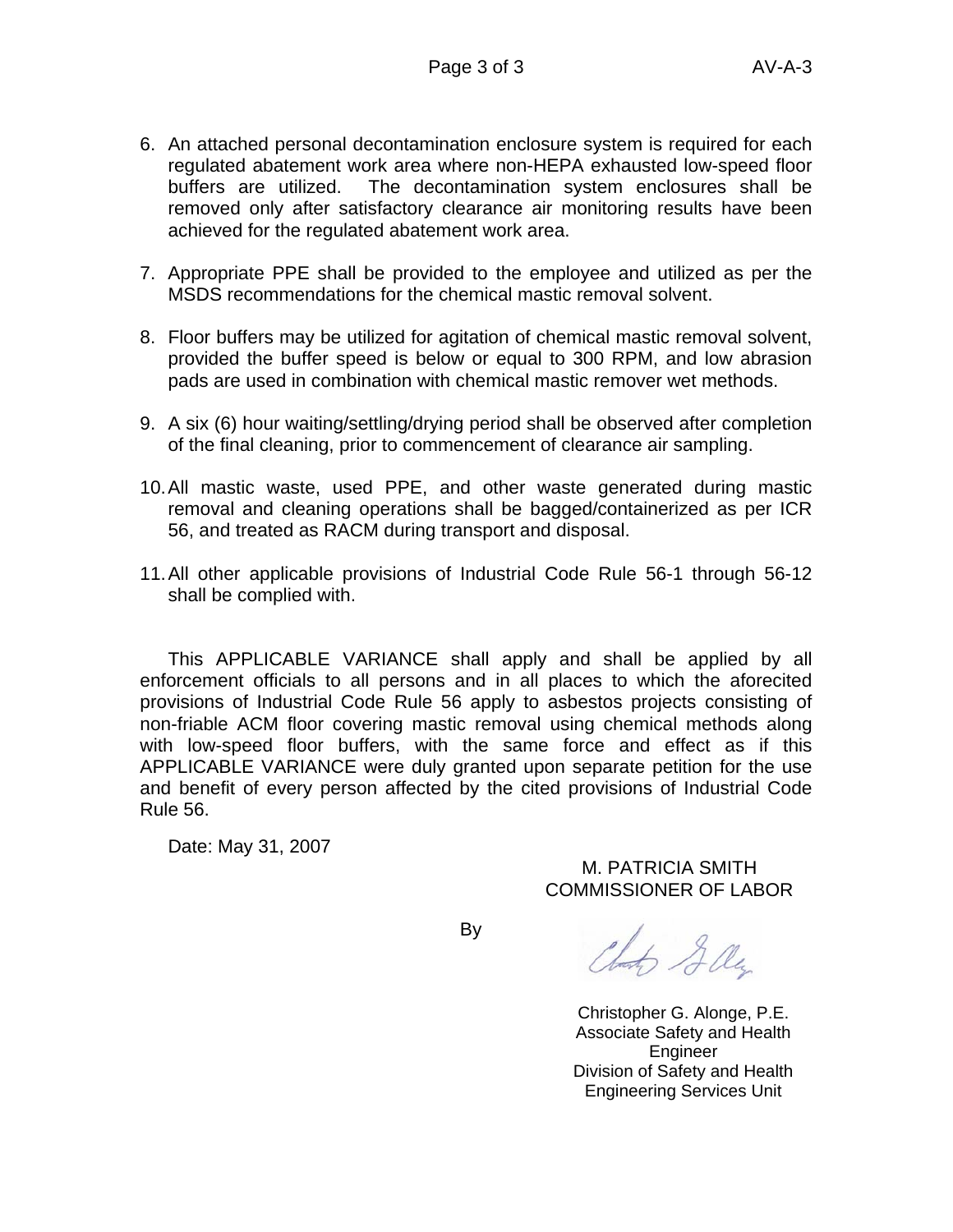6. An attached personal decontamination enclosure system is required for each regulated abatement work area where non-HEPA exhausted low-speed floor buffers are utilized. The decontamination system enclosures shall be removed only after satisfactory clearance air monitoring results have been achieved for the regulated abatement work area.

7. Appropriate PPE shall be provided to the employee and utilized as per the MSDS recommendations for the chemical mastic removal solvent.

8. Floor buffers may be utilized for agitation of chemical mastic removal solvent, provided the buffer speed is below or equal to 300 RPM, and low abrasion pads are used in combination with chemical mastic remover wet methods.

9. A six (6) hour waiting/settling/drying period shall be observed after completion of the final cleaning, prior to commencement of clearance air sampling.

10. All mastic waste, used PPE, and other waste generated during mastic removal and cleaning operations shall be bagged/containerized as per ICR 56, and treated as RACM during transport and disposal.

11. All other applicable provisions of Industrial Code Rule 56-1 through 56-12 shall be complied with.

This APPLICABLE VARIANCE shall apply and shall be applied by all enforcement officials to all persons and in all places to which the aforecited provisions of Industrial Code Rule 56 apply to asbestos projects consisting of non-friable ACM floor covering mastic removal using chemical methods along with low-speed floor buffers, with the same force and effect as if this APPLICABLE VARIANCE were duly granted upon separate petition for the use and benefit of every person affected by the cited provisions of Industrial Code Rule 56.

Date: May 31, 2007

M. PATRICIA SMITH
COMMISSIONER OF LABOR

By

Christopher G. Alonge, P.E.
Associate Safety and Health Engineer
Division of Safety and Health
Engineering Services Unit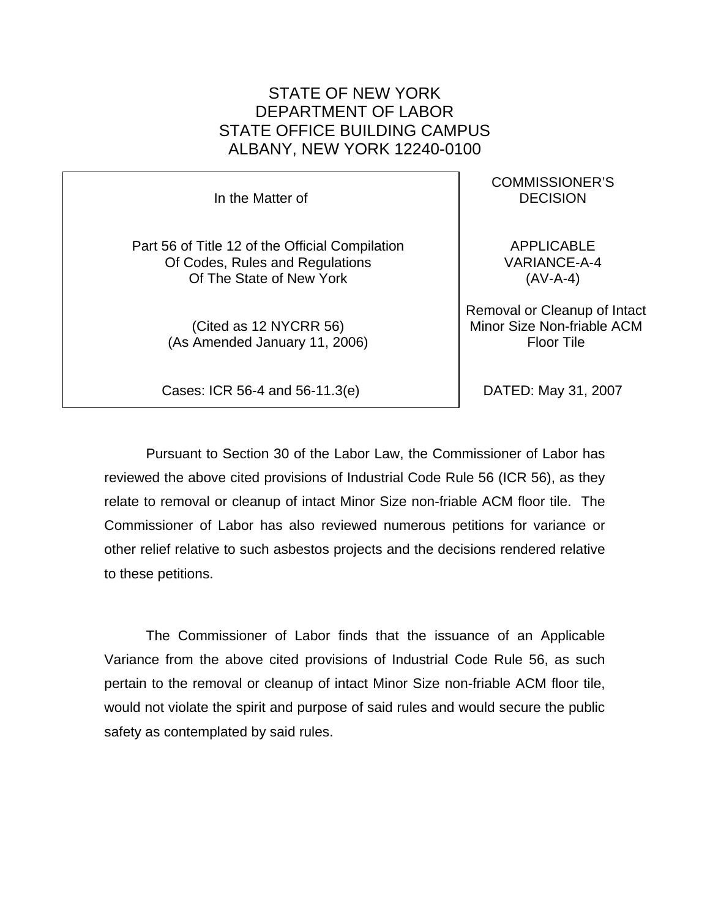# STATE OF NEW YORK
# DEPARTMENT OF LABOR
# STATE OFFICE BUILDING CAMPUS
# ALBANY, NEW YORK 12240-0100

| In the Matter of<br><br>Part 56 of Title 12 of the Official Compilation Of Codes, Rules and Regulations Of The State of New York<br><br>(Cited as 12 NYCRR 56)<br>(As Amended January 11, 2006)<br><br>Cases: ICR 56-4 and 56-11.3(e) | COMMISSIONER'S DECISION<br><br>APPLICABLE VARIANCE-A-4<br>(AV-A-4)<br><br>Removal or Cleanup of Intact Minor Size Non-friable ACM Floor Tile<br><br>DATED: May 31, 2007 |
|---|---|

Pursuant to Section 30 of the Labor Law, the Commissioner of Labor has reviewed the above cited provisions of Industrial Code Rule 56 (ICR 56), as they relate to removal or cleanup of intact Minor Size non-friable ACM floor tile. The Commissioner of Labor has also reviewed numerous petitions for variance or other relief relative to such asbestos projects and the decisions rendered relative to these petitions.

The Commissioner of Labor finds that the issuance of an Applicable Variance from the above cited provisions of Industrial Code Rule 56, as such pertain to the removal or cleanup of intact Minor Size non-friable ACM floor tile, would not violate the spirit and purpose of said rules and would secure the public safety as contemplated by said rules.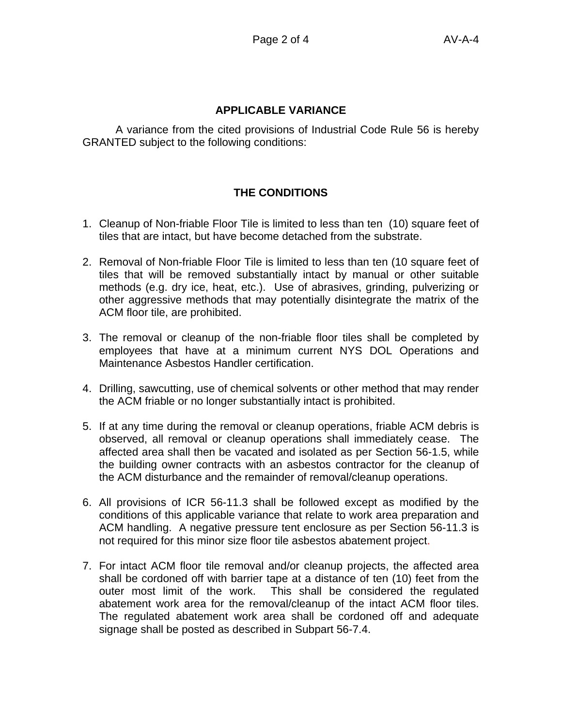## APPLICABLE VARIANCE

A variance from the cited provisions of Industrial Code Rule 56 is hereby GRANTED subject to the following conditions:

## THE CONDITIONS

1. Cleanup of Non-friable Floor Tile is limited to less than ten (10) square feet of tiles that are intact, but have become detached from the substrate.

2. Removal of Non-friable Floor Tile is limited to less than ten (10 square feet of tiles that will be removed substantially intact by manual or other suitable methods (e.g. dry ice, heat, etc.). Use of abrasives, grinding, pulverizing or other aggressive methods that may potentially disintegrate the matrix of the ACM floor tile, are prohibited.

3. The removal or cleanup of the non-friable floor tiles shall be completed by employees that have at a minimum current NYS DOL Operations and Maintenance Asbestos Handler certification.

4. Drilling, sawcutting, use of chemical solvents or other method that may render the ACM friable or no longer substantially intact is prohibited.

5. If at any time during the removal or cleanup operations, friable ACM debris is observed, all removal or cleanup operations shall immediately cease. The affected area shall then be vacated and isolated as per Section 56-1.5, while the building owner contracts with an asbestos contractor for the cleanup of the ACM disturbance and the remainder of removal/cleanup operations.

6. All provisions of ICR 56-11.3 shall be followed except as modified by the conditions of this applicable variance that relate to work area preparation and ACM handling. A negative pressure tent enclosure as per Section 56-11.3 is not required for this minor size floor tile asbestos abatement project.

7. For intact ACM floor tile removal and/or cleanup projects, the affected area shall be cordoned off with barrier tape at a distance of ten (10) feet from the outer most limit of the work. This shall be considered the regulated abatement work area for the removal/cleanup of the intact ACM floor tiles. The regulated abatement work area shall be cordoned off and adequate signage shall be posted as described in Subpart 56-7.4.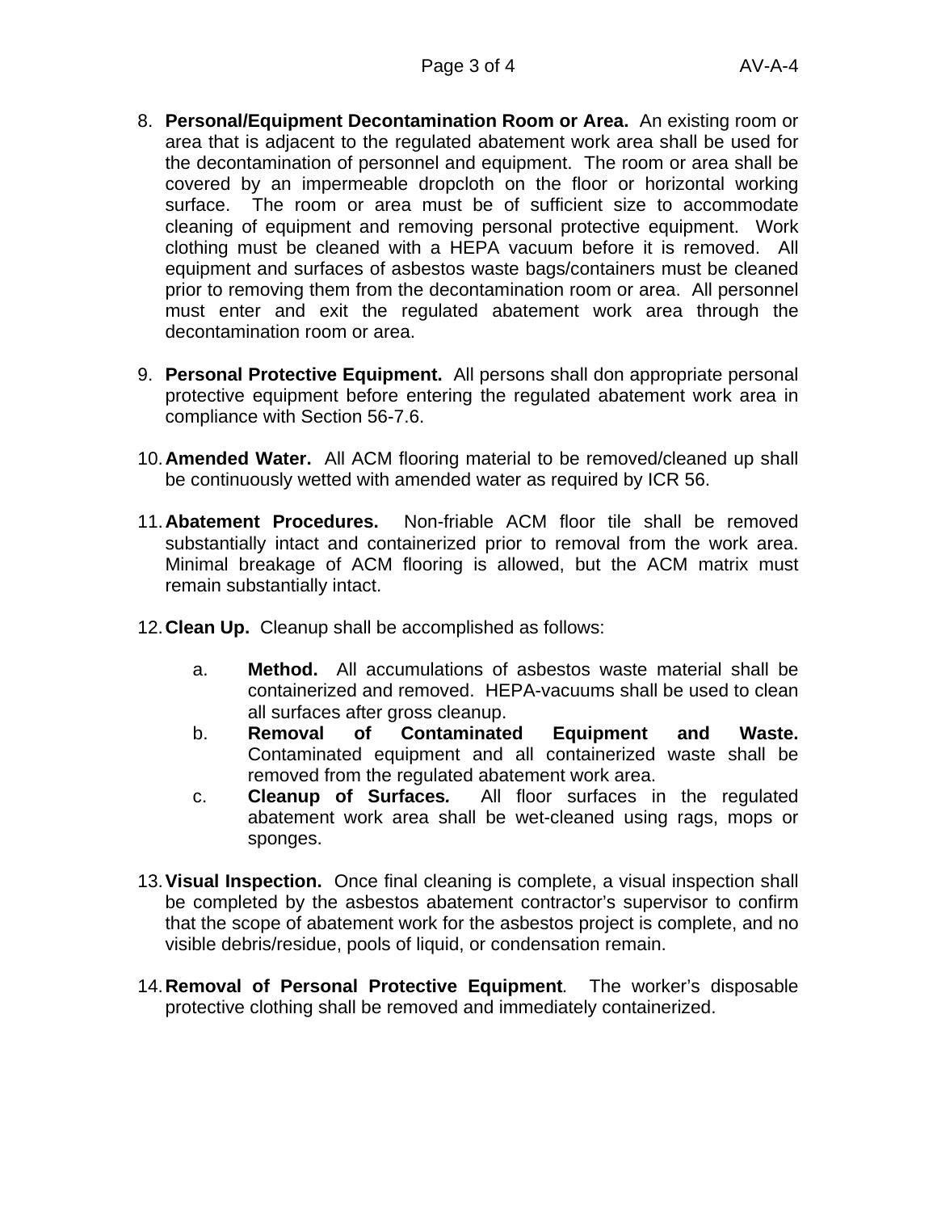8. **Personal/Equipment Decontamination Room or Area.** An existing room or area that is adjacent to the regulated abatement work area shall be used for the decontamination of personnel and equipment. The room or area shall be covered by an impermeable dropcloth on the floor or horizontal working surface. The room or area must be of sufficient size to accommodate cleaning of equipment and removing personal protective equipment. Work clothing must be cleaned with a HEPA vacuum before it is removed. All equipment and surfaces of asbestos waste bags/containers must be cleaned prior to removing them from the decontamination room or area. All personnel must enter and exit the regulated abatement work area through the decontamination room or area.

9. **Personal Protective Equipment.** All persons shall don appropriate personal protective equipment before entering the regulated abatement work area in compliance with Section 56-7.6.

10. **Amended Water.** All ACM flooring material to be removed/cleaned up shall be continuously wetted with amended water as required by ICR 56.

11. **Abatement Procedures.** Non-friable ACM floor tile shall be removed substantially intact and containerized prior to removal from the work area. Minimal breakage of ACM flooring is allowed, but the ACM matrix must remain substantially intact.

12. **Clean Up.** Cleanup shall be accomplished as follows:

    a. **Method.** All accumulations of asbestos waste material shall be containerized and removed. HEPA-vacuums shall be used to clean all surfaces after gross cleanup.
    b. **Removal of Contaminated Equipment and Waste.** Contaminated equipment and all containerized waste shall be removed from the regulated abatement work area.
    c. **Cleanup of Surfaces*.*** All floor surfaces in the regulated abatement work area shall be wet-cleaned using rags, mops or sponges.

13. **Visual Inspection.** Once final cleaning is complete, a visual inspection shall be completed by the asbestos abatement contractor's supervisor to confirm that the scope of abatement work for the asbestos project is complete, and no visible debris/residue, pools of liquid, or condensation remain.

14. **Removal of Personal Protective Equipment***.* The worker's disposable protective clothing shall be removed and immediately containerized.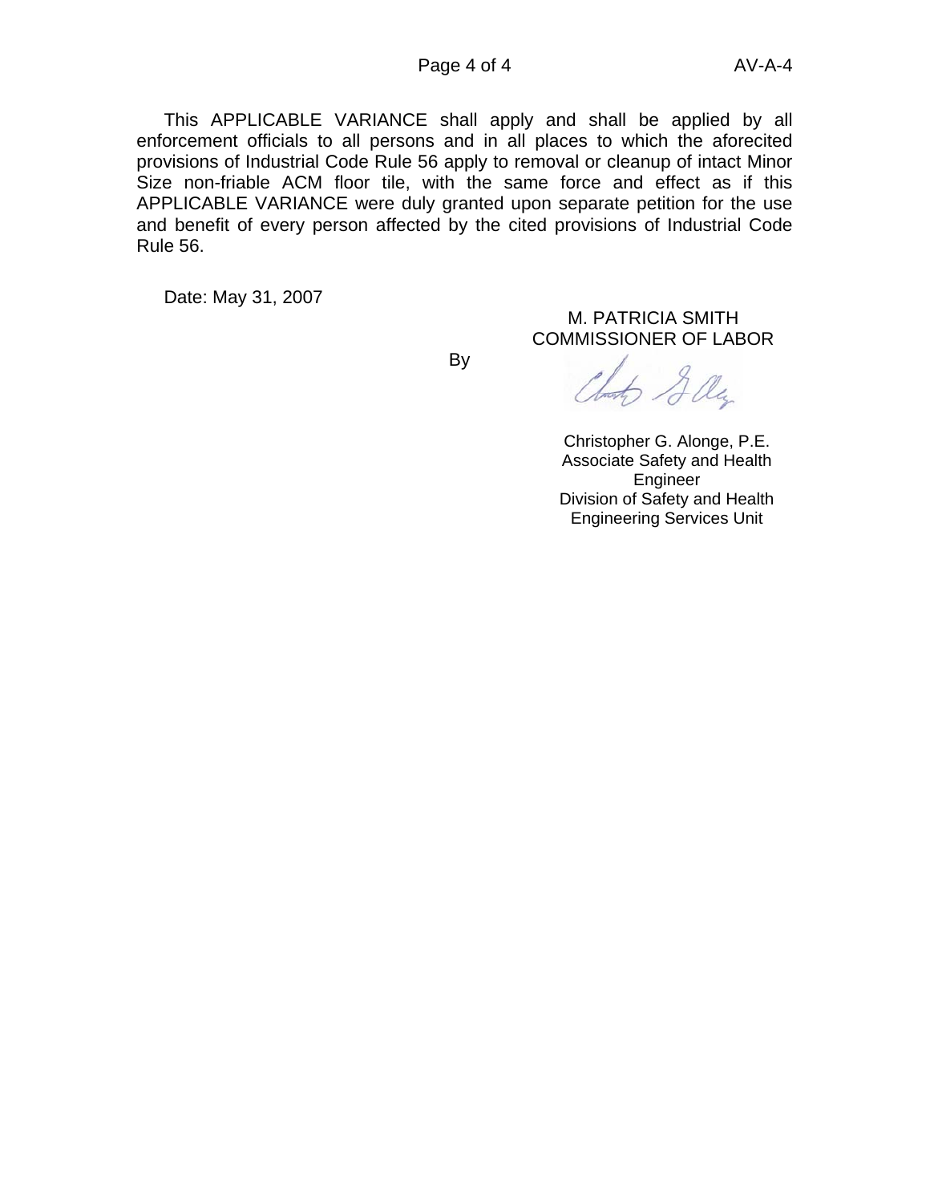This APPLICABLE VARIANCE shall apply and shall be applied by all enforcement officials to all persons and in all places to which the aforecited provisions of Industrial Code Rule 56 apply to removal or cleanup of intact Minor Size non-friable ACM floor tile, with the same force and effect as if this APPLICABLE VARIANCE were duly granted upon separate petition for the use and benefit of every person affected by the cited provisions of Industrial Code Rule 56.

Date: May 31, 2007

M. PATRICIA SMITH
COMMISSIONER OF LABOR

By

Christopher G. Alonge, P.E.
Associate Safety and Health Engineer
Division of Safety and Health
Engineering Services Unit